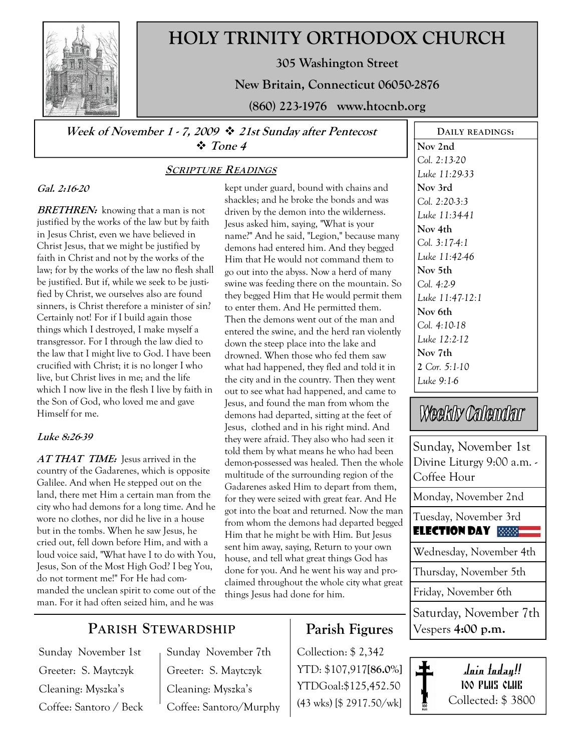# HOLY TRINITY ORTHODOX CHURCH

**305 Washington Street**

**New Britain, Connecticut 06050-2876**

**(860) 223-1976 www.htocnb.org**

***Week of November 1 - 7, 2009 ❖ 21st Sunday after Pentecost ❖ Tone 4***

## SCRIPTURE READINGS

***Gal. 2:16-20***

***BRETHREN:*** knowing that a man is not justified by the works of the law but by faith in Jesus Christ, even we have believed in Christ Jesus, that we might be justified by faith in Christ and not by the works of the law; for by the works of the law no flesh shall be justified. But if, while we seek to be justified by Christ, we ourselves also are found sinners, is Christ therefore a minister of sin? Certainly not! For if I build again those things which I destroyed, I make myself a transgressor. For I through the law died to the law that I might live to God. I have been crucified with Christ; it is no longer I who live, but Christ lives in me; and the life which I now live in the flesh I live by faith in the Son of God, who loved me and gave Himself for me.

***Luke 8:26-39***

***AT THAT TIME:*** Jesus arrived in the country of the Gadarenes, which is opposite Galilee. And when He stepped out on the land, there met Him a certain man from the city who had demons for a long time. And he wore no clothes, nor did he live in a house but in the tombs. When he saw Jesus, he cried out, fell down before Him, and with a loud voice said, "What have I to do with You, Jesus, Son of the Most High God? I beg You, do not torment me!" For He had commanded the unclean spirit to come out of the man. For it had often seized him, and he was kept under guard, bound with chains and shackles; and he broke the bonds and was driven by the demon into the wilderness. Jesus asked him, saying, "What is your name?" And he said, "Legion," because many demons had entered him. And they begged Him that He would not command them to go out into the abyss. Now a herd of many swine was feeding there on the mountain. So they begged Him that He would permit them to enter them. And He permitted them. Then the demons went out of the man and entered the swine, and the herd ran violently down the steep place into the lake and drowned. When those who fed them saw what had happened, they fled and told it in the city and in the country. Then they went out to see what had happened, and came to Jesus, and found the man from whom the demons had departed, sitting at the feet of Jesus, clothed and in his right mind. And they were afraid. They also who had seen it told them by what means he who had been demon-possessed was healed. Then the whole multitude of the surrounding region of the Gadarenes asked Him to depart from them, for they were seized with great fear. And He got into the boat and returned. Now the man from whom the demons had departed begged Him that he might be with Him. But Jesus sent him away, saying, Return to your own house, and tell what great things God has done for you. And he went his way and proclaimed throughout the whole city what great things Jesus had done for him.

## DAILY READINGS:

**Nov 2nd**
*Col. 2:13-20*
*Luke 11:29-33*

**Nov 3rd**
*Col. 2:20-3:3*
*Luke 11:34-41*

**Nov 4th**
*Col. 3:17-4:1*
*Luke 11:42-46*

**Nov 5th**
*Col. 4:2-9*
*Luke 11:47-12:1*

**Nov 6th**
*Col. 4:10-18*
*Luke 12:2-12*

**Nov 7th**
**2** *Cor. 5:1-10*
*Luke 9:1-6*

## Weekly Calendar

Sunday, November 1st
Divine Liturgy 9:00 a.m. - Coffee Hour

Monday, November 2nd

Tuesday, November 3rd
**ELECTION DAY**

Wednesday, November 4th

Thursday, November 5th

Friday, November 6th

Saturday, November 7th
Vespers **4:00 p.m.**

## PARISH STEWARDSHIP

Sunday November 1st
Greeter: S. Maytczyk
Cleaning: Myszka's
Coffee: Santoro / Beck

Sunday November 7th
Greeter: S. Maytczyk
Cleaning: Myszka's
Coffee: Santoro/Murphy

## Parish Figures

Collection: $ 2,342
YTD: $107,917[**86.0%**]
YTDGoal:$125,452.50
(43 wks) [$ 2917.50/wk]

***Join today!!***
**100 PLUS CLUB**
Collected: $ 3800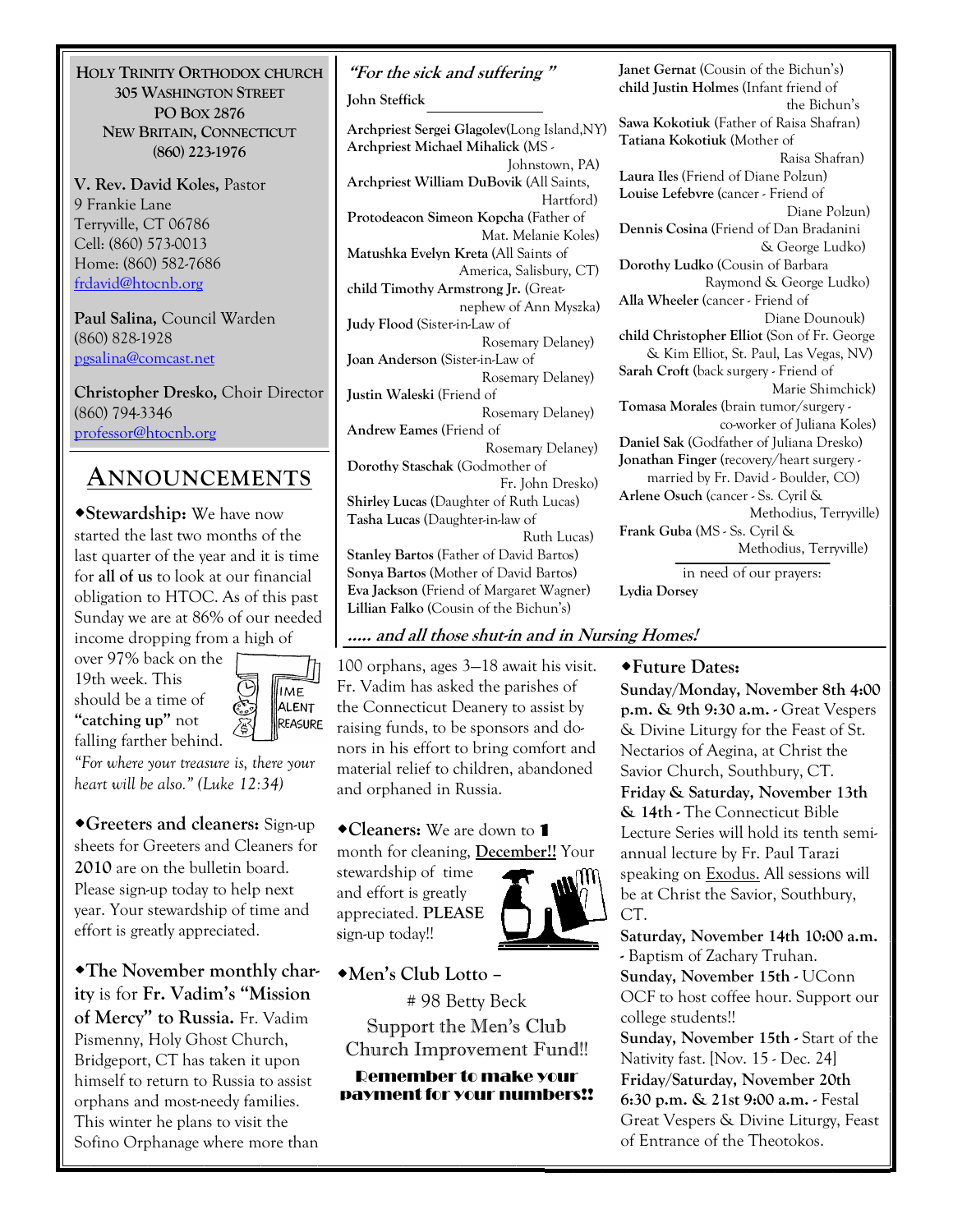**HOLY TRINITY ORTHODOX CHURCH**
**305 WASHINGTON STREET**
**PO BOX 2876**
**NEW BRITAIN, CONNECTICUT**
**(860) 223-1976**

**V. Rev. David Koles,** Pastor
9 Frankie Lane
Terryville, CT 06786
Cell: (860) 573-0013
Home: (860) 582-7686
frdavid@htocnb.org

**Paul Salina,** Council Warden
(860) 828-1928
pgsalina@comcast.net

**Christopher Dresko,** Choir Director
(860) 794-3346
professor@htocnb.org

## ANNOUNCEMENTS

◆**Stewardship:** We have now started the last two months of the last quarter of the year and it is time for **all of us** to look at our financial obligation to HTOC. As of this past Sunday we are at 86% of our needed income dropping from a high of over 97% back on the 19th week. This should be a time of **"catching up"** not falling farther behind.

*"For where your treasure is, there your heart will be also." (Luke 12:34)*

◆**Greeters and cleaners:** Sign-up sheets for Greeters and Cleaners for **2010** are on the bulletin board. Please sign-up today to help next year. Your stewardship of time and effort is greatly appreciated.

◆**The November monthly charity** is for **Fr. Vadim's "Mission of Mercy" to Russia.** Fr. Vadim Pismenny, Holy Ghost Church, Bridgeport, CT has taken it upon himself to return to Russia to assist orphans and most-needy families. This winter he plans to visit the Sofino Orphanage where more than 100 orphans, ages 3—18 await his visit. Fr. Vadim has asked the parishes of the Connecticut Deanery to assist by raising funds, to be sponsors and donors in his effort to bring comfort and material relief to children, abandoned and orphaned in Russia.

◆**Cleaners:** We are down to **1** month for cleaning, **December!!** Your stewardship of time and effort is greatly appreciated. **PLEASE** sign-up today!!

◆**Men's Club Lotto –**

# 98 Betty Beck

Support the Men's Club Church Improvement Fund!!

**Remember to make your payment for your numbers!!**

### *"For the sick and suffering"*

**John Steffick**

**Archpriest Sergei Glagolev** (Long Island, NY)
**Archpriest Michael Mihalick** (MS - Johnstown, PA)
**Archpriest William DuBovik** (All Saints, Hartford)
**Protodeacon Simeon Kopcha** (Father of Mat. Melanie Koles)
**Matushka Evelyn Kreta** (All Saints of America, Salisbury, CT)
**child Timothy Armstrong Jr.** (Great-nephew of Ann Myszka)
**Judy Flood** (Sister-in-Law of Rosemary Delaney)
**Joan Anderson** (Sister-in-Law of Rosemary Delaney)
**Justin Waleski** (Friend of Rosemary Delaney)
**Andrew Eames** (Friend of Rosemary Delaney)
**Dorothy Staschak** (Godmother of Fr. John Dresko)
**Shirley Lucas** (Daughter of Ruth Lucas)
**Tasha Lucas** (Daughter-in-law of Ruth Lucas)
**Stanley Bartos** (Father of David Bartos)
**Sonya Bartos** (Mother of David Bartos)
**Eva Jackson** (Friend of Margaret Wagner)
**Lillian Falko** (Cousin of the Bichun's)
**Janet Gernat** (Cousin of the Bichun's)
**child Justin Holmes** (Infant friend of the Bichun's
**Sawa Kokotiuk** (Father of Raisa Shafran)
**Tatiana Kokotiuk** (Mother of Raisa Shafran)
**Laura Iles** (Friend of Diane Polzun)
**Louise Lefebvre** (cancer - Friend of Diane Polzun)
**Dennis Cosina** (Friend of Dan Bradanini & George Ludko)
**Dorothy Ludko** (Cousin of Barbara Raymond & George Ludko)
**Alla Wheeler** (cancer - Friend of Diane Dounouk)
**child Christopher Elliot** (Son of Fr. George & Kim Elliot, St. Paul, Las Vegas, NV)
**Sarah Croft** (back surgery - Friend of Marie Shimchick)
**Tomasa Morales** (brain tumor/surgery - co-worker of Juliana Koles)
**Daniel Sak** (Godfather of Juliana Dresko)
**Jonathan Finger** (recovery/heart surgery - married by Fr. David - Boulder, CO)
**Arlene Osuch** (cancer - Ss. Cyril & Methodius, Terryville)
**Frank Guba** (MS - Ss. Cyril & Methodius, Terryville)

in need of our prayers:

**Lydia Dorsey**

***..... and all those shut-in and in Nursing Homes!***

◆**Future Dates:**

**Sunday/Monday, November 8th 4:00 p.m. & 9th 9:30 a.m. -** Great Vespers & Divine Liturgy for the Feast of St. Nectarios of Aegina, at Christ the Savior Church, Southbury, CT.

**Friday & Saturday, November 13th & 14th -** The Connecticut Bible Lecture Series will hold its tenth semi-annual lecture by Fr. Paul Tarazi speaking on Exodus. All sessions will be at Christ the Savior, Southbury, CT.

**Saturday, November 14th 10:00 a.m. -** Baptism of Zachary Truhan.

**Sunday, November 15th -** UConn OCF to host coffee hour. Support our college students!!

**Sunday, November 15th -** Start of the Nativity fast. [Nov. 15 - Dec. 24]

**Friday/Saturday, November 20th 6:30 p.m. & 21st 9:00 a.m. -** Festal Great Vespers & Divine Liturgy, Feast of Entrance of the Theotokos.